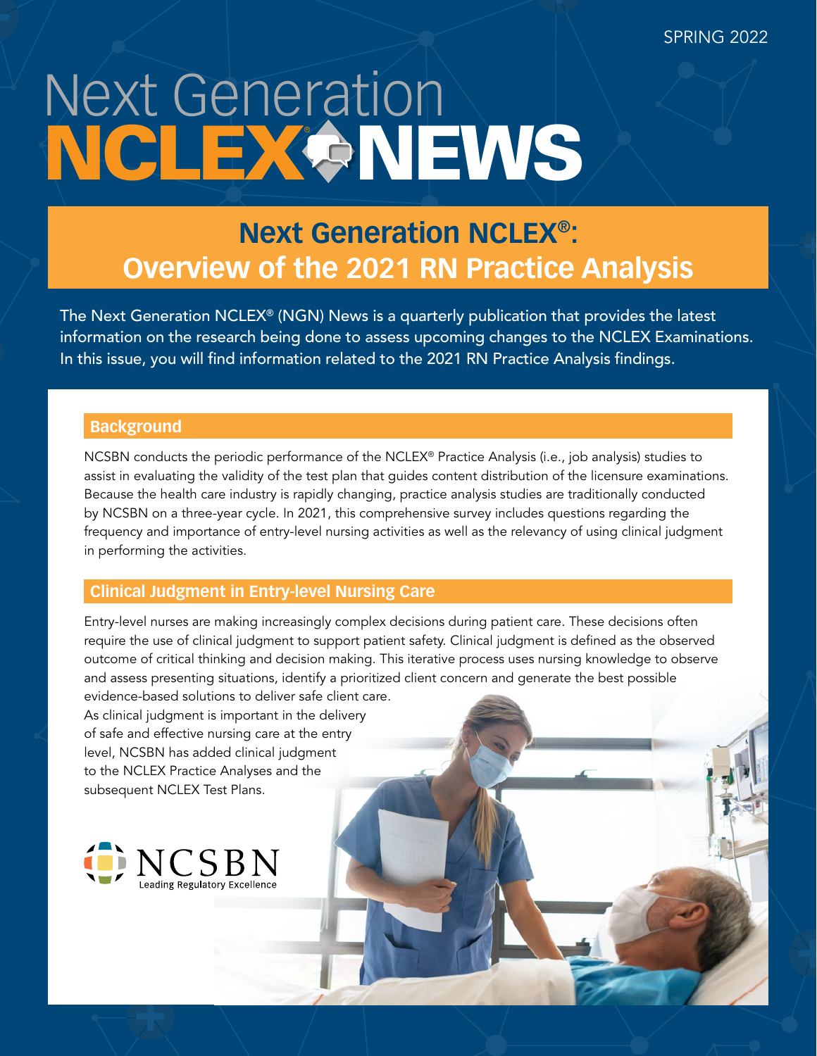SPRING 2022

# Next Generation NCLEX® NEWS

## Next Generation NCLEX®: Overview of the 2021 RN Practice Analysis

The Next Generation NCLEX® (NGN) News is a quarterly publication that provides the latest information on the research being done to assess upcoming changes to the NCLEX Examinations. In this issue, you will find information related to the 2021 RN Practice Analysis findings.

### Background

NCSBN conducts the periodic performance of the NCLEX® Practice Analysis (i.e., job analysis) studies to assist in evaluating the validity of the test plan that guides content distribution of the licensure examinations. Because the health care industry is rapidly changing, practice analysis studies are traditionally conducted by NCSBN on a three-year cycle. In 2021, this comprehensive survey includes questions regarding the frequency and importance of entry-level nursing activities as well as the relevancy of using clinical judgment in performing the activities.

### Clinical Judgment in Entry-level Nursing Care

Entry-level nurses are making increasingly complex decisions during patient care. These decisions often require the use of clinical judgment to support patient safety. Clinical judgment is defined as the observed outcome of critical thinking and decision making. This iterative process uses nursing knowledge to observe and assess presenting situations, identify a prioritized client concern and generate the best possible evidence-based solutions to deliver safe client care.

As clinical judgment is important in the delivery of safe and effective nursing care at the entry level, NCSBN has added clinical judgment to the NCLEX Practice Analyses and the subsequent NCLEX Test Plans.

NCSBN
Leading Regulatory Excellence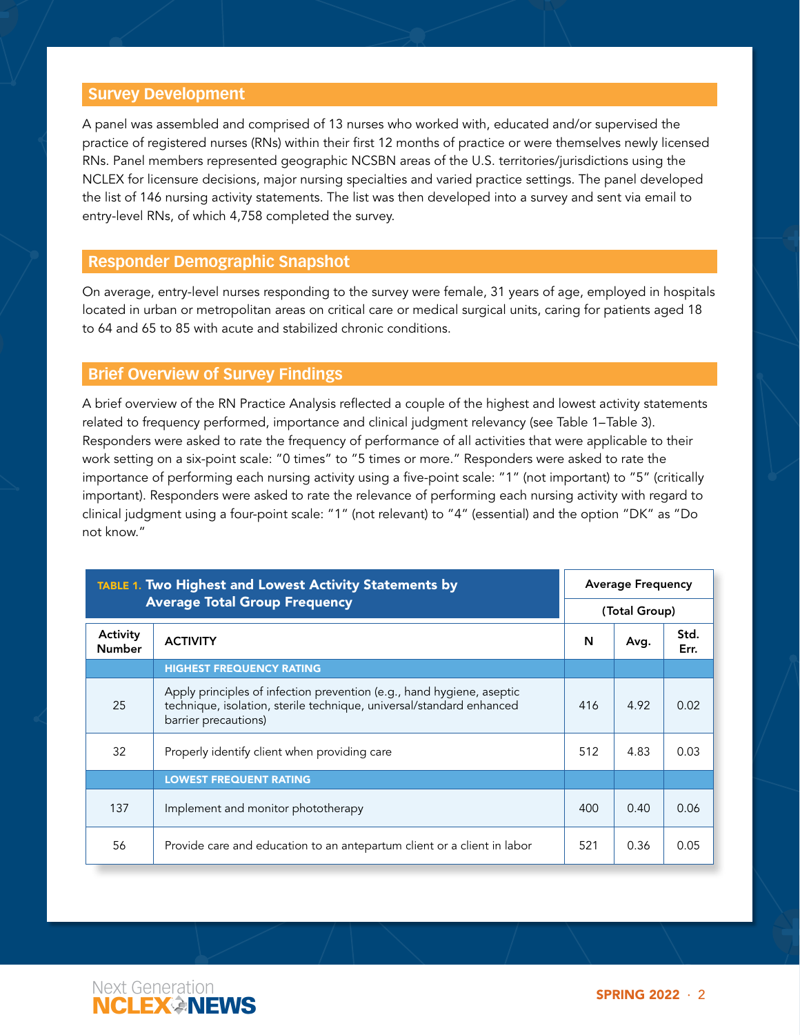## Survey Development

A panel was assembled and comprised of 13 nurses who worked with, educated and/or supervised the practice of registered nurses (RNs) within their first 12 months of practice or were themselves newly licensed RNs. Panel members represented geographic NCSBN areas of the U.S. territories/jurisdictions using the NCLEX for licensure decisions, major nursing specialties and varied practice settings. The panel developed the list of 146 nursing activity statements. The list was then developed into a survey and sent via email to entry-level RNs, of which 4,758 completed the survey.

## Responder Demographic Snapshot

On average, entry-level nurses responding to the survey were female, 31 years of age, employed in hospitals located in urban or metropolitan areas on critical care or medical surgical units, caring for patients aged 18 to 64 and 65 to 85 with acute and stabilized chronic conditions.

## Brief Overview of Survey Findings

A brief overview of the RN Practice Analysis reflected a couple of the highest and lowest activity statements related to frequency performed, importance and clinical judgment relevancy (see Table 1–Table 3). Responders were asked to rate the frequency of performance of all activities that were applicable to their work setting on a six-point scale: "0 times" to "5 times or more." Responders were asked to rate the importance of performing each nursing activity using a five-point scale: "1" (not important) to "5" (critically important). Responders were asked to rate the relevance of performing each nursing activity with regard to clinical judgment using a four-point scale: "1" (not relevant) to "4" (essential) and the option "DK" as "Do not know."

**TABLE 1. Two Highest and Lowest Activity Statements by Average Total Group Frequency**

| | | Average Frequency (Total Group) | | |
|---|---|---|---|---|
| Activity Number | ACTIVITY | N | Avg. | Std. Err. |
| | **HIGHEST FREQUENCY RATING** | | | |
| 25 | Apply principles of infection prevention (e.g., hand hygiene, aseptic technique, isolation, sterile technique, universal/standard enhanced barrier precautions) | 416 | 4.92 | 0.02 |
| 32 | Properly identify client when providing care | 512 | 4.83 | 0.03 |
| | **LOWEST FREQUENT RATING** | | | |
| 137 | Implement and monitor phototherapy | 400 | 0.40 | 0.06 |
| 56 | Provide care and education to an antepartum client or a client in labor | 521 | 0.36 | 0.05 |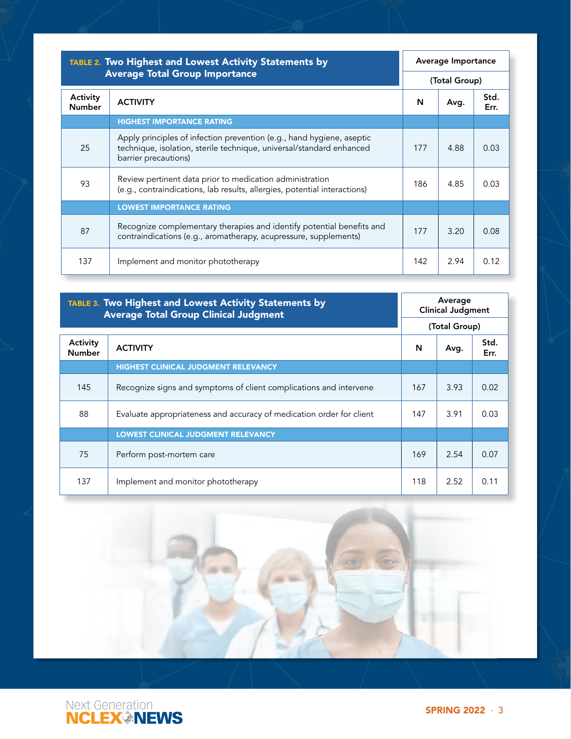**TABLE 2. Two Highest and Lowest Activity Statements by Average Total Group Importance**

| Activity Number | ACTIVITY | Average Importance (Total Group) N | Avg. | Std. Err. |
|---|---|---|---|---|
| | **HIGHEST IMPORTANCE RATING** | | | |
| 25 | Apply principles of infection prevention (e.g., hand hygiene, aseptic technique, isolation, sterile technique, universal/standard enhanced barrier precautions) | 177 | 4.88 | 0.03 |
| 93 | Review pertinent data prior to medication administration (e.g., contraindications, lab results, allergies, potential interactions) | 186 | 4.85 | 0.03 |
| | **LOWEST IMPORTANCE RATING** | | | |
| 87 | Recognize complementary therapies and identify potential benefits and contraindications (e.g., aromatherapy, acupressure, supplements) | 177 | 3.20 | 0.08 |
| 137 | Implement and monitor phototherapy | 142 | 2.94 | 0.12 |

**TABLE 3. Two Highest and Lowest Activity Statements by Average Total Group Clinical Judgment**

| Activity Number | ACTIVITY | Average Clinical Judgment (Total Group) N | Avg. | Std. Err. |
|---|---|---|---|---|
| | **HIGHEST CLINICAL JUDGMENT RELEVANCY** | | | |
| 145 | Recognize signs and symptoms of client complications and intervene | 167 | 3.93 | 0.02 |
| 88 | Evaluate appropriateness and accuracy of medication order for client | 147 | 3.91 | 0.03 |
| | **LOWEST CLINICAL JUDGMENT RELEVANCY** | | | |
| 75 | Perform post-mortem care | 169 | 2.54 | 0.07 |
| 137 | Implement and monitor phototherapy | 118 | 2.52 | 0.11 |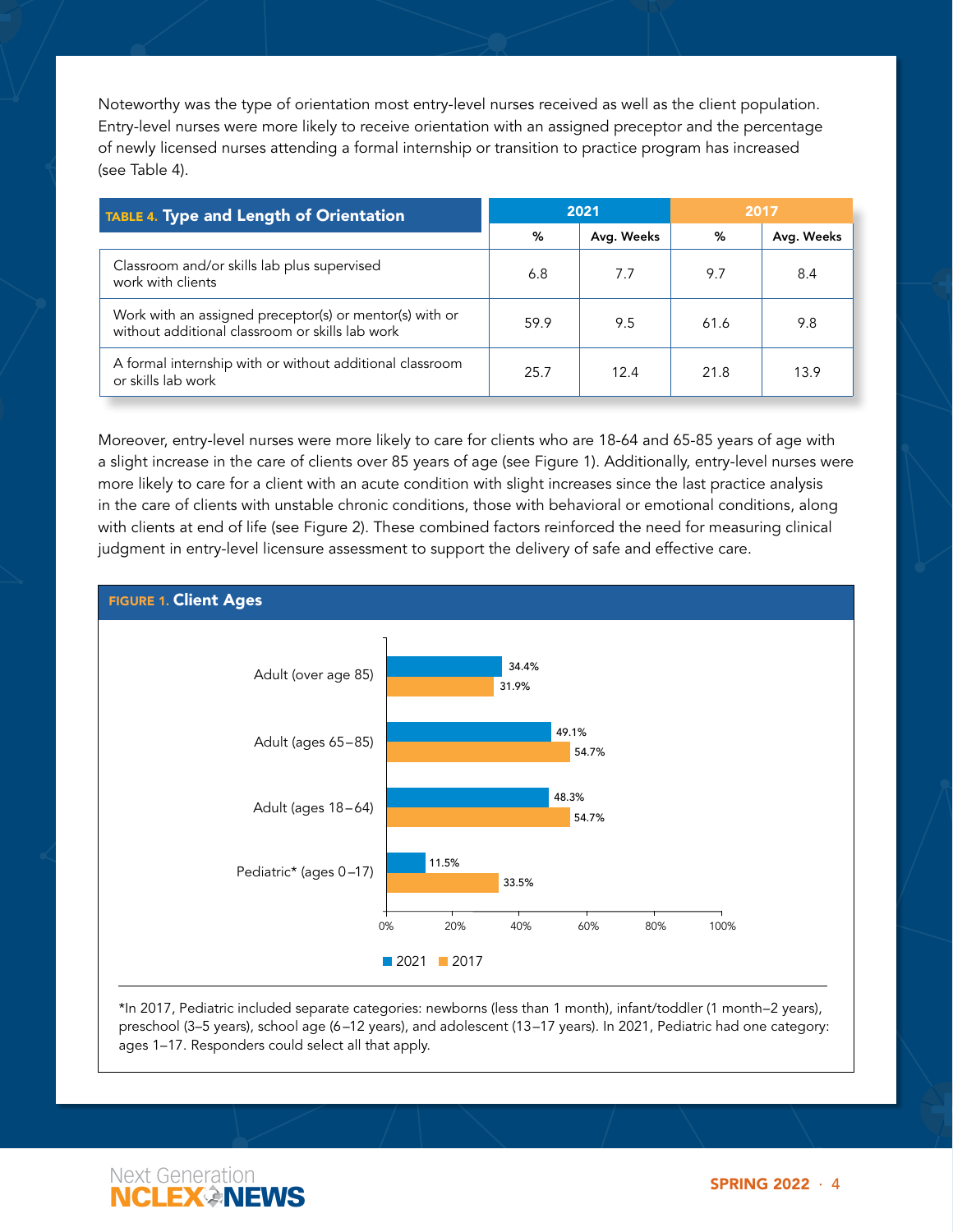Noteworthy was the type of orientation most entry-level nurses received as well as the client population. Entry-level nurses were more likely to receive orientation with an assigned preceptor and the percentage of newly licensed nurses attending a formal internship or transition to practice program has increased (see Table 4).

**TABLE 4. Type and Length of Orientation**

| | 2021 | | 2017 | |
|---|---|---|---|---|
| | % | Avg. Weeks | % | Avg. Weeks |
| Classroom and/or skills lab plus supervised work with clients | 6.8 | 7.7 | 9.7 | 8.4 |
| Work with an assigned preceptor(s) or mentor(s) with or without additional classroom or skills lab work | 59.9 | 9.5 | 61.6 | 9.8 |
| A formal internship with or without additional classroom or skills lab work | 25.7 | 12.4 | 21.8 | 13.9 |

Moreover, entry-level nurses were more likely to care for clients who are 18-64 and 65-85 years of age with a slight increase in the care of clients over 85 years of age (see Figure 1). Additionally, entry-level nurses were more likely to care for a client with an acute condition with slight increases since the last practice analysis in the care of clients with unstable chronic conditions, those with behavioral or emotional conditions, along with clients at end of life (see Figure 2). These combined factors reinforced the need for measuring clinical judgment in entry-level licensure assessment to support the delivery of safe and effective care.

**FIGURE 1. Client Ages**

| Client Age | 2021 | 2017 |
|---|---|---|
| Adult (over age 85) | 34.4% | 31.9% |
| Adult (ages 65–85) | 49.1% | 54.7% |
| Adult (ages 18–64) | 48.3% | 54.7% |
| Pediatric* (ages 0–17) | 11.5% | 33.5% |

*In 2017, Pediatric included separate categories: newborns (less than 1 month), infant/toddler (1 month–2 years), preschool (3–5 years), school age (6–12 years), and adolescent (13–17 years). In 2021, Pediatric had one category: ages 1–17. Responders could select all that apply.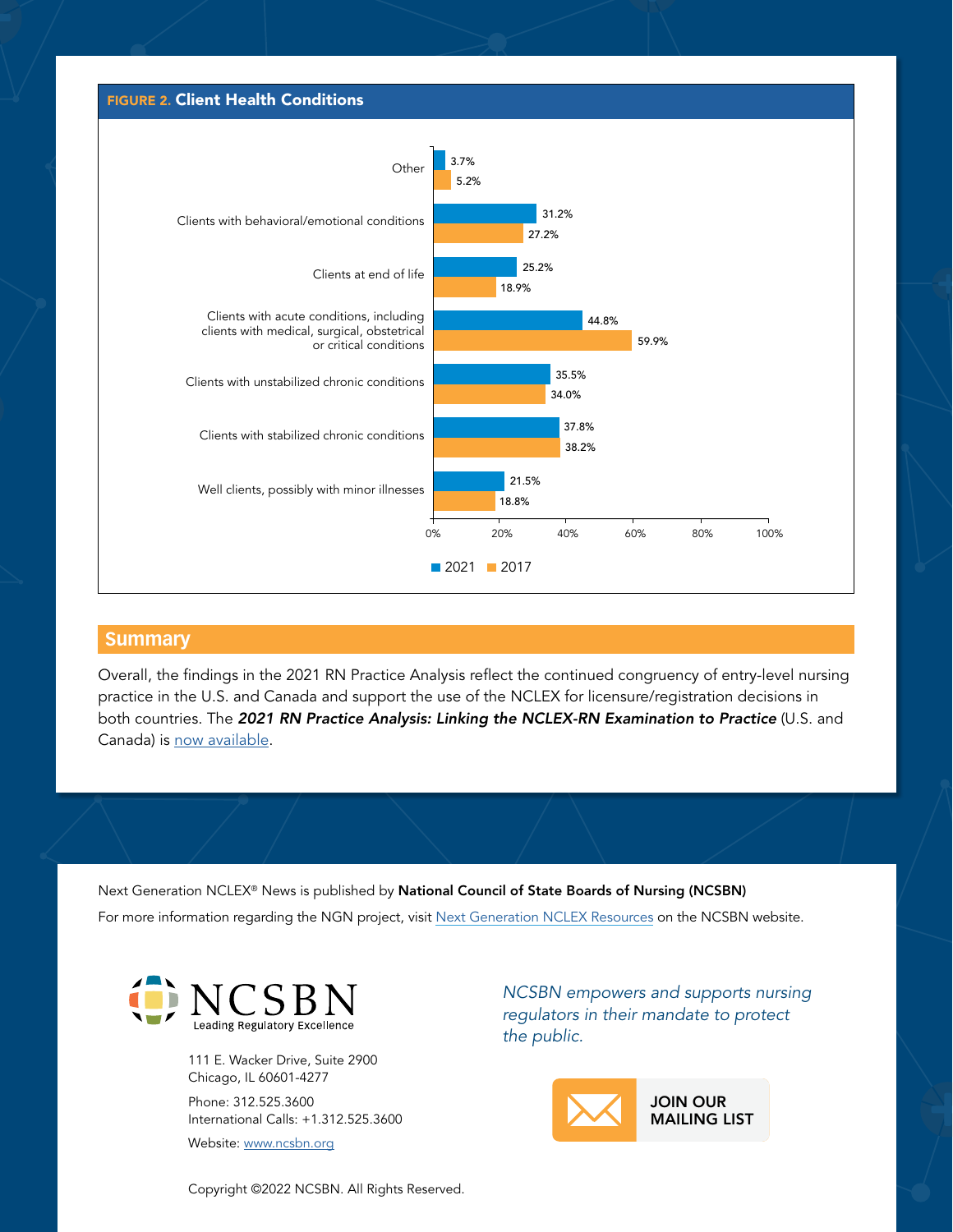**FIGURE 2. Client Health Conditions**

Other
3.7%
5.2%

Clients with behavioral/emotional conditions
31.2%
27.2%

Clients at end of life
25.2%
18.9%

Clients with acute conditions, including clients with medical, surgical, obstetrical or critical conditions
44.8%
59.9%

Clients with unstabilized chronic conditions
35.5%
34.0%

Clients with stabilized chronic conditions
37.8%
38.2%

Well clients, possibly with minor illnesses
21.5%
18.8%

0% 20% 40% 60% 80% 100%

2021 2017

## Summary

Overall, the findings in the 2021 RN Practice Analysis reflect the continued congruency of entry-level nursing practice in the U.S. and Canada and support the use of the NCLEX for licensure/registration decisions in both countries. The ***2021 RN Practice Analysis: Linking the NCLEX-RN Examination to Practice*** (U.S. and Canada) is now available.

Next Generation NCLEX® News is published by **National Council of State Boards of Nursing (NCSBN)**

For more information regarding the NGN project, visit Next Generation NCLEX Resources on the NCSBN website.

NCSBN
Leading Regulatory Excellence

111 E. Wacker Drive, Suite 2900
Chicago, IL 60601-4277

Phone: 312.525.3600
International Calls: +1.312.525.3600

Website: www.ncsbn.org

*NCSBN empowers and supports nursing regulators in their mandate to protect the public.*

JOIN OUR MAILING LIST

Copyright ©2022 NCSBN. All Rights Reserved.